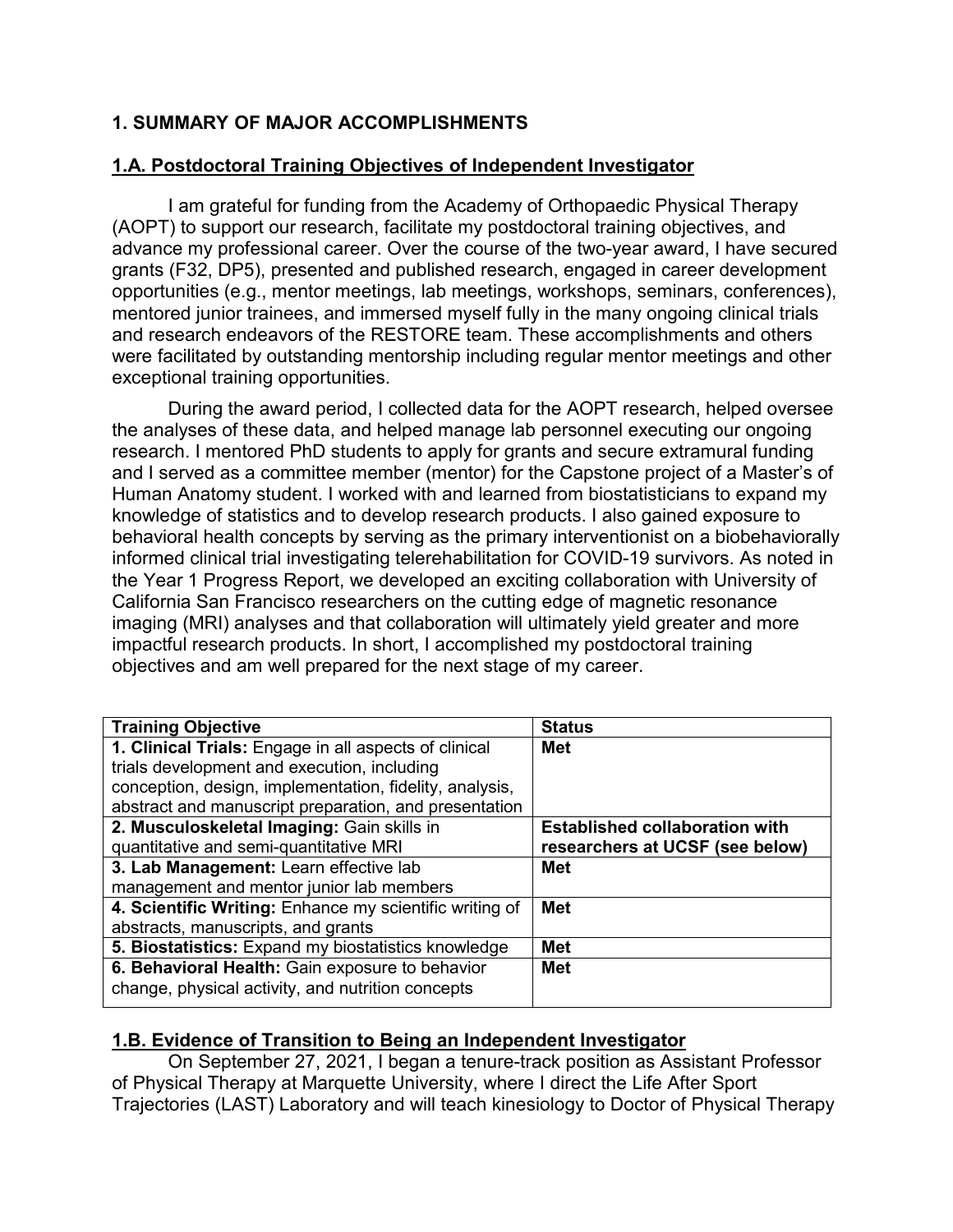## 1. SUMMARY OF MAJOR ACCOMPLISHMENTS

### 1.A. Postdoctoral Training Objectives of Independent Investigator

I am grateful for funding from the Academy of Orthopaedic Physical Therapy (AOPT) to support our research, facilitate my postdoctoral training objectives, and advance my professional career. Over the course of the two-year award, I have secured grants (F32, DP5), presented and published research, engaged in career development opportunities (e.g., mentor meetings, lab meetings, workshops, seminars, conferences), mentored junior trainees, and immersed myself fully in the many ongoing clinical trials and research endeavors of the RESTORE team. These accomplishments and others were facilitated by outstanding mentorship including regular mentor meetings and other exceptional training opportunities.

During the award period, I collected data for the AOPT research, helped oversee the analyses of these data, and helped manage lab personnel executing our ongoing research. I mentored PhD students to apply for grants and secure extramural funding and I served as a committee member (mentor) for the Capstone project of a Master's of Human Anatomy student. I worked with and learned from biostatisticians to expand my knowledge of statistics and to develop research products. I also gained exposure to behavioral health concepts by serving as the primary interventionist on a biobehaviorally informed clinical trial investigating telerehabilitation for COVID-19 survivors. As noted in the Year 1 Progress Report, we developed an exciting collaboration with University of California San Francisco researchers on the cutting edge of magnetic resonance imaging (MRI) analyses and that collaboration will ultimately yield greater and more impactful research products. In short, I accomplished my postdoctoral training objectives and am well prepared for the next stage of my career.

| Training Objective | Status |
|---|---|
| **1. Clinical Trials:** Engage in all aspects of clinical trials development and execution, including conception, design, implementation, fidelity, analysis, abstract and manuscript preparation, and presentation | **Met** |
| **2. Musculoskeletal Imaging:** Gain skills in quantitative and semi-quantitative MRI | **Established collaboration with researchers at UCSF (see below)** |
| **3. Lab Management:** Learn effective lab management and mentor junior lab members | **Met** |
| **4. Scientific Writing:** Enhance my scientific writing of abstracts, manuscripts, and grants | **Met** |
| **5. Biostatistics:** Expand my biostatistics knowledge | **Met** |
| **6. Behavioral Health:** Gain exposure to behavior change, physical activity, and nutrition concepts | **Met** |

### 1.B. Evidence of Transition to Being an Independent Investigator

On September 27, 2021, I began a tenure-track position as Assistant Professor of Physical Therapy at Marquette University, where I direct the Life After Sport Trajectories (LAST) Laboratory and will teach kinesiology to Doctor of Physical Therapy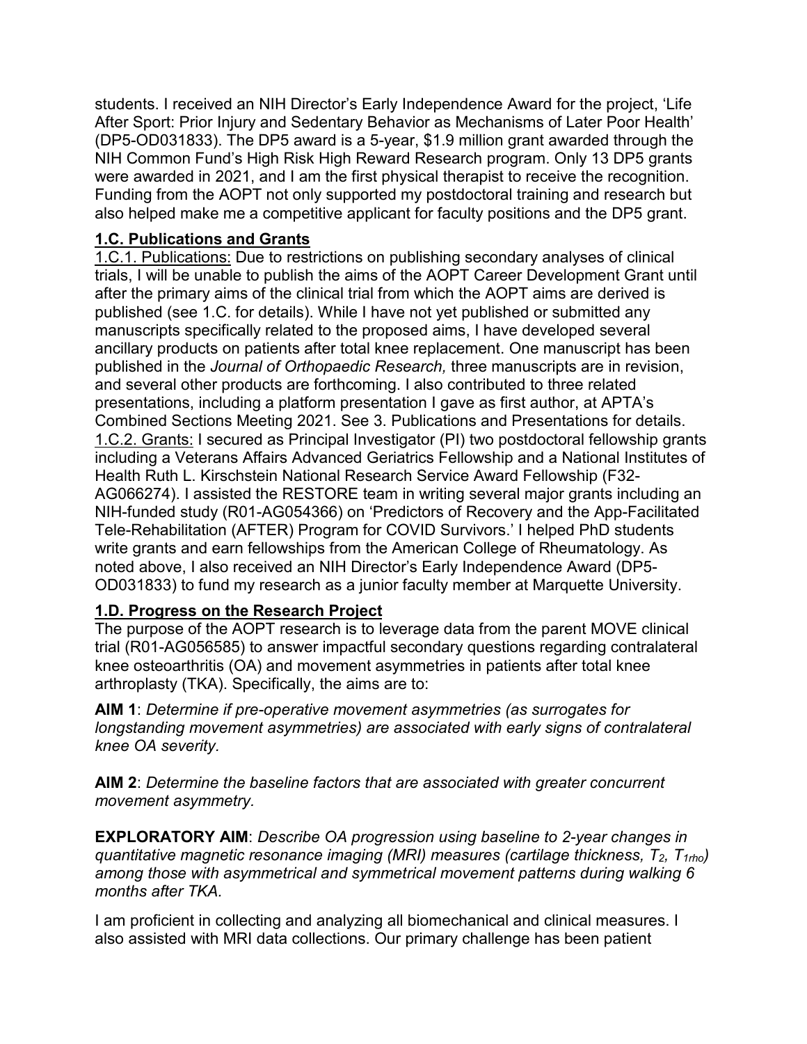students. I received an NIH Director's Early Independence Award for the project, 'Life After Sport: Prior Injury and Sedentary Behavior as Mechanisms of Later Poor Health' (DP5-OD031833). The DP5 award is a 5-year, $1.9 million grant awarded through the NIH Common Fund's High Risk High Reward Research program. Only 13 DP5 grants were awarded in 2021, and I am the first physical therapist to receive the recognition. Funding from the AOPT not only supported my postdoctoral training and research but also helped make me a competitive applicant for faculty positions and the DP5 grant.

## 1.C. Publications and Grants

1.C.1. Publications: Due to restrictions on publishing secondary analyses of clinical trials, I will be unable to publish the aims of the AOPT Career Development Grant until after the primary aims of the clinical trial from which the AOPT aims are derived is published (see 1.C. for details). While I have not yet published or submitted any manuscripts specifically related to the proposed aims, I have developed several ancillary products on patients after total knee replacement. One manuscript has been published in the *Journal of Orthopaedic Research,* three manuscripts are in revision, and several other products are forthcoming. I also contributed to three related presentations, including a platform presentation I gave as first author, at APTA's Combined Sections Meeting 2021. See 3. Publications and Presentations for details.

1.C.2. Grants: I secured as Principal Investigator (PI) two postdoctoral fellowship grants including a Veterans Affairs Advanced Geriatrics Fellowship and a National Institutes of Health Ruth L. Kirschstein National Research Service Award Fellowship (F32-AG066274). I assisted the RESTORE team in writing several major grants including an NIH-funded study (R01-AG054366) on 'Predictors of Recovery and the App-Facilitated Tele-Rehabilitation (AFTER) Program for COVID Survivors.' I helped PhD students write grants and earn fellowships from the American College of Rheumatology. As noted above, I also received an NIH Director's Early Independence Award (DP5-OD031833) to fund my research as a junior faculty member at Marquette University.

## 1.D. Progress on the Research Project

The purpose of the AOPT research is to leverage data from the parent MOVE clinical trial (R01-AG056585) to answer impactful secondary questions regarding contralateral knee osteoarthritis (OA) and movement asymmetries in patients after total knee arthroplasty (TKA). Specifically, the aims are to:

**AIM 1**: *Determine if pre-operative movement asymmetries (as surrogates for longstanding movement asymmetries) are associated with early signs of contralateral knee OA severity.*

**AIM 2**: *Determine the baseline factors that are associated with greater concurrent movement asymmetry.*

**EXPLORATORY AIM**: *Describe OA progression using baseline to 2-year changes in quantitative magnetic resonance imaging (MRI) measures (cartilage thickness, $T_2$, $T_{1rho}$) among those with asymmetrical and symmetrical movement patterns during walking 6 months after TKA.*

I am proficient in collecting and analyzing all biomechanical and clinical measures. I also assisted with MRI data collections. Our primary challenge has been patient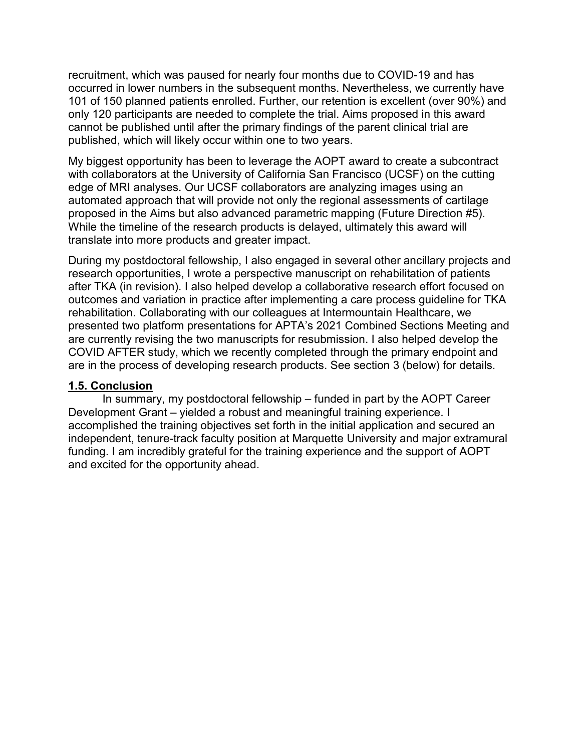recruitment, which was paused for nearly four months due to COVID-19 and has occurred in lower numbers in the subsequent months. Nevertheless, we currently have 101 of 150 planned patients enrolled. Further, our retention is excellent (over 90%) and only 120 participants are needed to complete the trial. Aims proposed in this award cannot be published until after the primary findings of the parent clinical trial are published, which will likely occur within one to two years.

My biggest opportunity has been to leverage the AOPT award to create a subcontract with collaborators at the University of California San Francisco (UCSF) on the cutting edge of MRI analyses. Our UCSF collaborators are analyzing images using an automated approach that will provide not only the regional assessments of cartilage proposed in the Aims but also advanced parametric mapping (Future Direction #5). While the timeline of the research products is delayed, ultimately this award will translate into more products and greater impact.

During my postdoctoral fellowship, I also engaged in several other ancillary projects and research opportunities, I wrote a perspective manuscript on rehabilitation of patients after TKA (in revision). I also helped develop a collaborative research effort focused on outcomes and variation in practice after implementing a care process guideline for TKA rehabilitation. Collaborating with our colleagues at Intermountain Healthcare, we presented two platform presentations for APTA's 2021 Combined Sections Meeting and are currently revising the two manuscripts for resubmission. I also helped develop the COVID AFTER study, which we recently completed through the primary endpoint and are in the process of developing research products. See section 3 (below) for details.

### 1.5. Conclusion

In summary, my postdoctoral fellowship – funded in part by the AOPT Career Development Grant – yielded a robust and meaningful training experience. I accomplished the training objectives set forth in the initial application and secured an independent, tenure-track faculty position at Marquette University and major extramural funding. I am incredibly grateful for the training experience and the support of AOPT and excited for the opportunity ahead.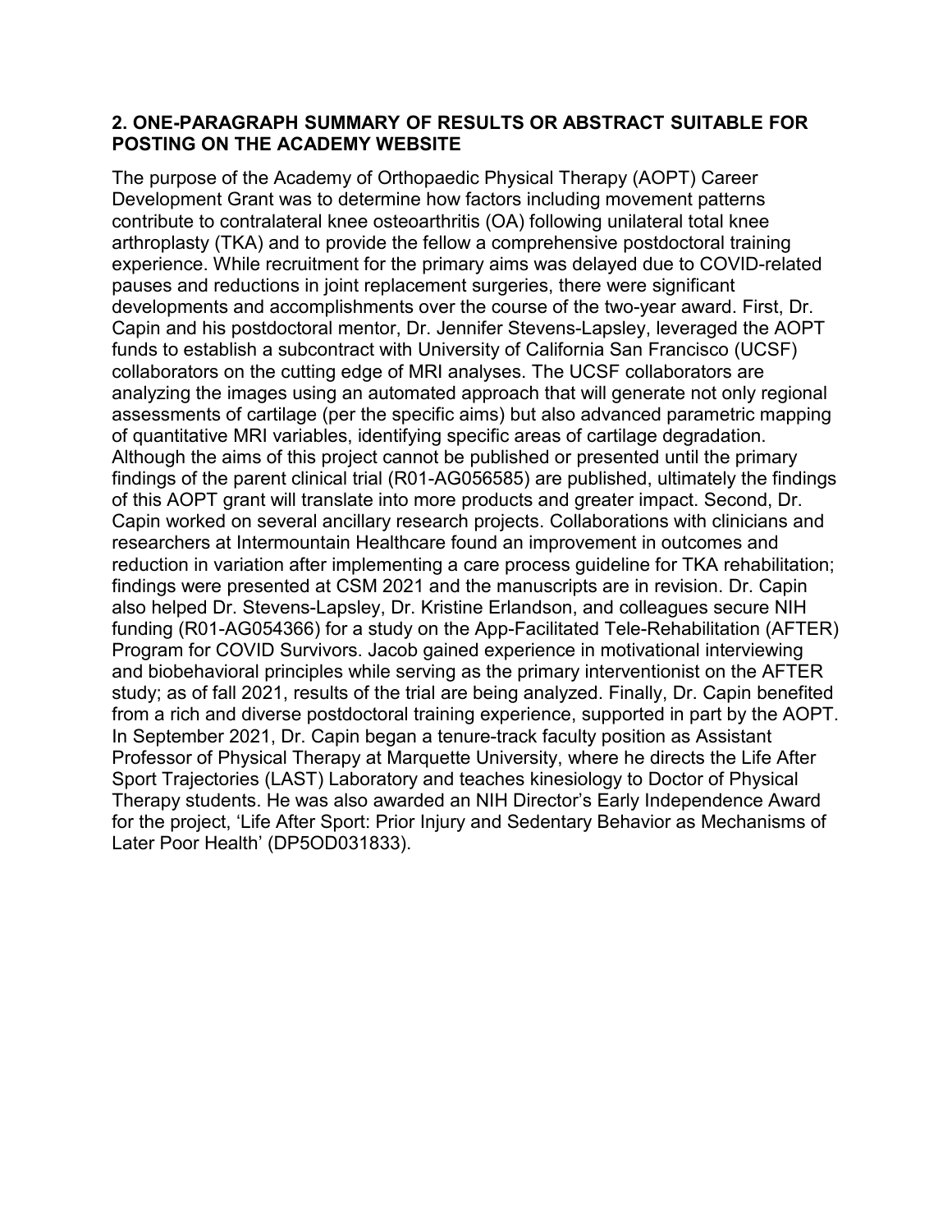## 2. ONE-PARAGRAPH SUMMARY OF RESULTS OR ABSTRACT SUITABLE FOR POSTING ON THE ACADEMY WEBSITE

The purpose of the Academy of Orthopaedic Physical Therapy (AOPT) Career Development Grant was to determine how factors including movement patterns contribute to contralateral knee osteoarthritis (OA) following unilateral total knee arthroplasty (TKA) and to provide the fellow a comprehensive postdoctoral training experience. While recruitment for the primary aims was delayed due to COVID-related pauses and reductions in joint replacement surgeries, there were significant developments and accomplishments over the course of the two-year award. First, Dr. Capin and his postdoctoral mentor, Dr. Jennifer Stevens-Lapsley, leveraged the AOPT funds to establish a subcontract with University of California San Francisco (UCSF) collaborators on the cutting edge of MRI analyses. The UCSF collaborators are analyzing the images using an automated approach that will generate not only regional assessments of cartilage (per the specific aims) but also advanced parametric mapping of quantitative MRI variables, identifying specific areas of cartilage degradation. Although the aims of this project cannot be published or presented until the primary findings of the parent clinical trial (R01-AG056585) are published, ultimately the findings of this AOPT grant will translate into more products and greater impact. Second, Dr. Capin worked on several ancillary research projects. Collaborations with clinicians and researchers at Intermountain Healthcare found an improvement in outcomes and reduction in variation after implementing a care process guideline for TKA rehabilitation; findings were presented at CSM 2021 and the manuscripts are in revision. Dr. Capin also helped Dr. Stevens-Lapsley, Dr. Kristine Erlandson, and colleagues secure NIH funding (R01-AG054366) for a study on the App-Facilitated Tele-Rehabilitation (AFTER) Program for COVID Survivors. Jacob gained experience in motivational interviewing and biobehavioral principles while serving as the primary interventionist on the AFTER study; as of fall 2021, results of the trial are being analyzed. Finally, Dr. Capin benefited from a rich and diverse postdoctoral training experience, supported in part by the AOPT. In September 2021, Dr. Capin began a tenure-track faculty position as Assistant Professor of Physical Therapy at Marquette University, where he directs the Life After Sport Trajectories (LAST) Laboratory and teaches kinesiology to Doctor of Physical Therapy students. He was also awarded an NIH Director's Early Independence Award for the project, 'Life After Sport: Prior Injury and Sedentary Behavior as Mechanisms of Later Poor Health' (DP5OD031833).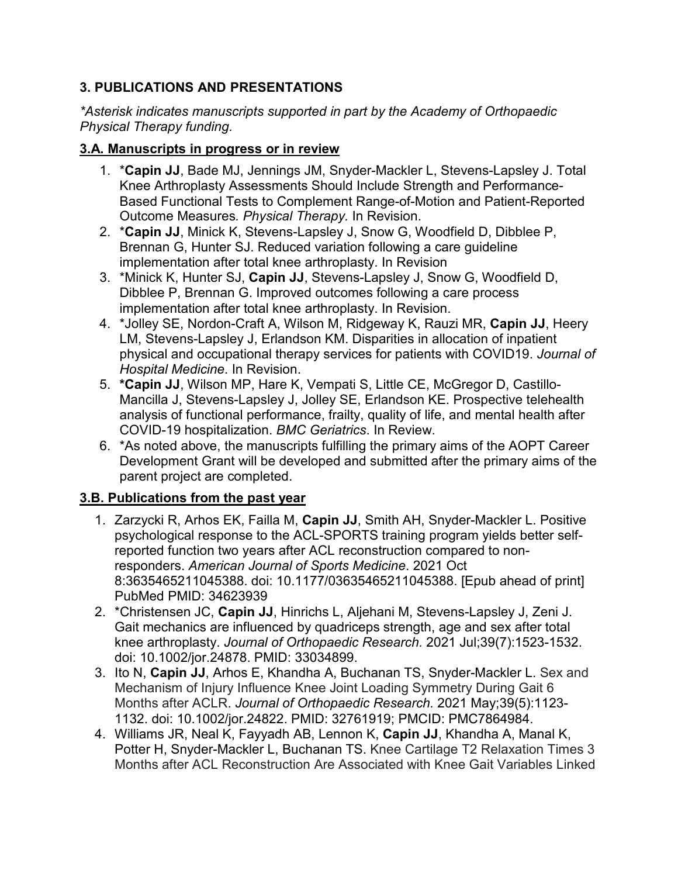### 3. PUBLICATIONS AND PRESENTATIONS

*\*Asterisk indicates manuscripts supported in part by the Academy of Orthopaedic Physical Therapy funding.*

#### 3.A. Manuscripts in progress or in review

1. *__Capin JJ__, Bade MJ, Jennings JM, Snyder-Mackler L, Stevens-Lapsley J. Total Knee Arthroplasty Assessments Should Include Strength and Performance-Based Functional Tests to Complement Range-of-Motion and Patient-Reported Outcome Measures. *Physical Therapy.* In Revision.
2. *__Capin JJ__, Minick K, Stevens-Lapsley J, Snow G, Woodfield D, Dibblee P, Brennan G, Hunter SJ. Reduced variation following a care guideline implementation after total knee arthroplasty. In Revision
3. *Minick K, Hunter SJ, **Capin JJ**, Stevens-Lapsley J, Snow G, Woodfield D, Dibblee P, Brennan G. Improved outcomes following a care process implementation after total knee arthroplasty. In Revision.
4. *Jolley SE, Nordon-Craft A, Wilson M, Ridgeway K, Rauzi MR, **Capin JJ**, Heery LM, Stevens-Lapsley J, Erlandson KM. Disparities in allocation of inpatient physical and occupational therapy services for patients with COVID19. *Journal of Hospital Medicine*. In Revision.
5. **\*Capin JJ**, Wilson MP, Hare K, Vempati S, Little CE, McGregor D, Castillo-Mancilla J, Stevens-Lapsley J, Jolley SE, Erlandson KE. Prospective telehealth analysis of functional performance, frailty, quality of life, and mental health after COVID-19 hospitalization. *BMC Geriatrics*. In Review.
6. *As noted above, the manuscripts fulfilling the primary aims of the AOPT Career Development Grant will be developed and submitted after the primary aims of the parent project are completed.

#### 3.B. Publications from the past year

1. Zarzycki R, Arhos EK, Failla M, **Capin JJ**, Smith AH, Snyder-Mackler L. Positive psychological response to the ACL-SPORTS training program yields better self-reported function two years after ACL reconstruction compared to non-responders. *American Journal of Sports Medicine*. 2021 Oct 8:3635465211045388. doi: 10.1177/03635465211045388. [Epub ahead of print] PubMed PMID: 34623939
2. *Christensen JC, **Capin JJ**, Hinrichs L, Aljehani M, Stevens-Lapsley J, Zeni J. Gait mechanics are influenced by quadriceps strength, age and sex after total knee arthroplasty. *Journal of Orthopaedic Research.* 2021 Jul;39(7):1523-1532. doi: 10.1002/jor.24878. PMID: 33034899.
3. Ito N, **Capin JJ**, Arhos E, Khandha A, Buchanan TS, Snyder-Mackler L. Sex and Mechanism of Injury Influence Knee Joint Loading Symmetry During Gait 6 Months after ACLR. *Journal of Orthopaedic Research.* 2021 May;39(5):1123-1132. doi: 10.1002/jor.24822. PMID: 32761919; PMCID: PMC7864984.
4. Williams JR, Neal K, Fayyadh AB, Lennon K, **Capin JJ**, Khandha A, Manal K, Potter H, Snyder-Mackler L, Buchanan TS. Knee Cartilage T2 Relaxation Times 3 Months after ACL Reconstruction Are Associated with Knee Gait Variables Linked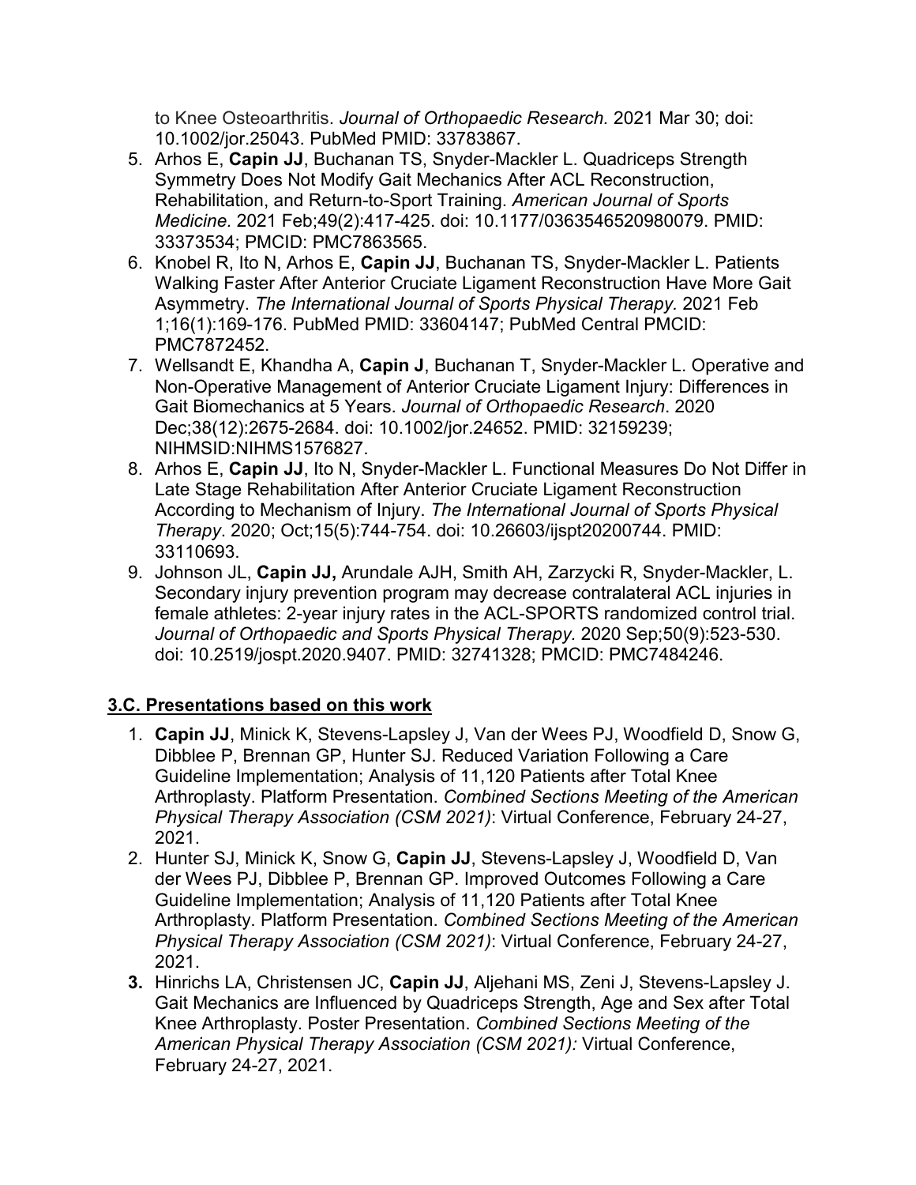to Knee Osteoarthritis. *Journal of Orthopaedic Research.* 2021 Mar 30; doi: 10.1002/jor.25043. PubMed PMID: 33783867.

5. Arhos E, **Capin JJ**, Buchanan TS, Snyder-Mackler L. Quadriceps Strength Symmetry Does Not Modify Gait Mechanics After ACL Reconstruction, Rehabilitation, and Return-to-Sport Training. *American Journal of Sports Medicine.* 2021 Feb;49(2):417-425. doi: 10.1177/0363546520980079. PMID: 33373534; PMCID: PMC7863565.
6. Knobel R, Ito N, Arhos E, **Capin JJ**, Buchanan TS, Snyder-Mackler L. Patients Walking Faster After Anterior Cruciate Ligament Reconstruction Have More Gait Asymmetry. *The International Journal of Sports Physical Therapy.* 2021 Feb 1;16(1):169-176. PubMed PMID: 33604147; PubMed Central PMCID: PMC7872452.
7. Wellsandt E, Khandha A, **Capin J**, Buchanan T, Snyder-Mackler L. Operative and Non-Operative Management of Anterior Cruciate Ligament Injury: Differences in Gait Biomechanics at 5 Years. *Journal of Orthopaedic Research*. 2020 Dec;38(12):2675-2684. doi: 10.1002/jor.24652. PMID: 32159239; NIHMSID:NIHMS1576827.
8. Arhos E, **Capin JJ**, Ito N, Snyder-Mackler L. Functional Measures Do Not Differ in Late Stage Rehabilitation After Anterior Cruciate Ligament Reconstruction According to Mechanism of Injury. *The International Journal of Sports Physical Therapy*. 2020; Oct;15(5):744-754. doi: 10.26603/ijspt20200744. PMID: 33110693.
9. Johnson JL, **Capin JJ,** Arundale AJH, Smith AH, Zarzycki R, Snyder-Mackler, L. Secondary injury prevention program may decrease contralateral ACL injuries in female athletes: 2-year injury rates in the ACL-SPORTS randomized control trial. *Journal of Orthopaedic and Sports Physical Therapy.* 2020 Sep;50(9):523-530. doi: 10.2519/jospt.2020.9407. PMID: 32741328; PMCID: PMC7484246.

## 3.C. Presentations based on this work

1. **Capin JJ**, Minick K, Stevens-Lapsley J, Van der Wees PJ, Woodfield D, Snow G, Dibblee P, Brennan GP, Hunter SJ. Reduced Variation Following a Care Guideline Implementation; Analysis of 11,120 Patients after Total Knee Arthroplasty. Platform Presentation. *Combined Sections Meeting of the American Physical Therapy Association (CSM 2021)*: Virtual Conference, February 24-27, 2021.
2. Hunter SJ, Minick K, Snow G, **Capin JJ**, Stevens-Lapsley J, Woodfield D, Van der Wees PJ, Dibblee P, Brennan GP. Improved Outcomes Following a Care Guideline Implementation; Analysis of 11,120 Patients after Total Knee Arthroplasty. Platform Presentation. *Combined Sections Meeting of the American Physical Therapy Association (CSM 2021)*: Virtual Conference, February 24-27, 2021.
3. Hinrichs LA, Christensen JC, **Capin JJ**, Aljehani MS, Zeni J, Stevens-Lapsley J. Gait Mechanics are Influenced by Quadriceps Strength, Age and Sex after Total Knee Arthroplasty. Poster Presentation. *Combined Sections Meeting of the American Physical Therapy Association (CSM 2021):* Virtual Conference, February 24-27, 2021.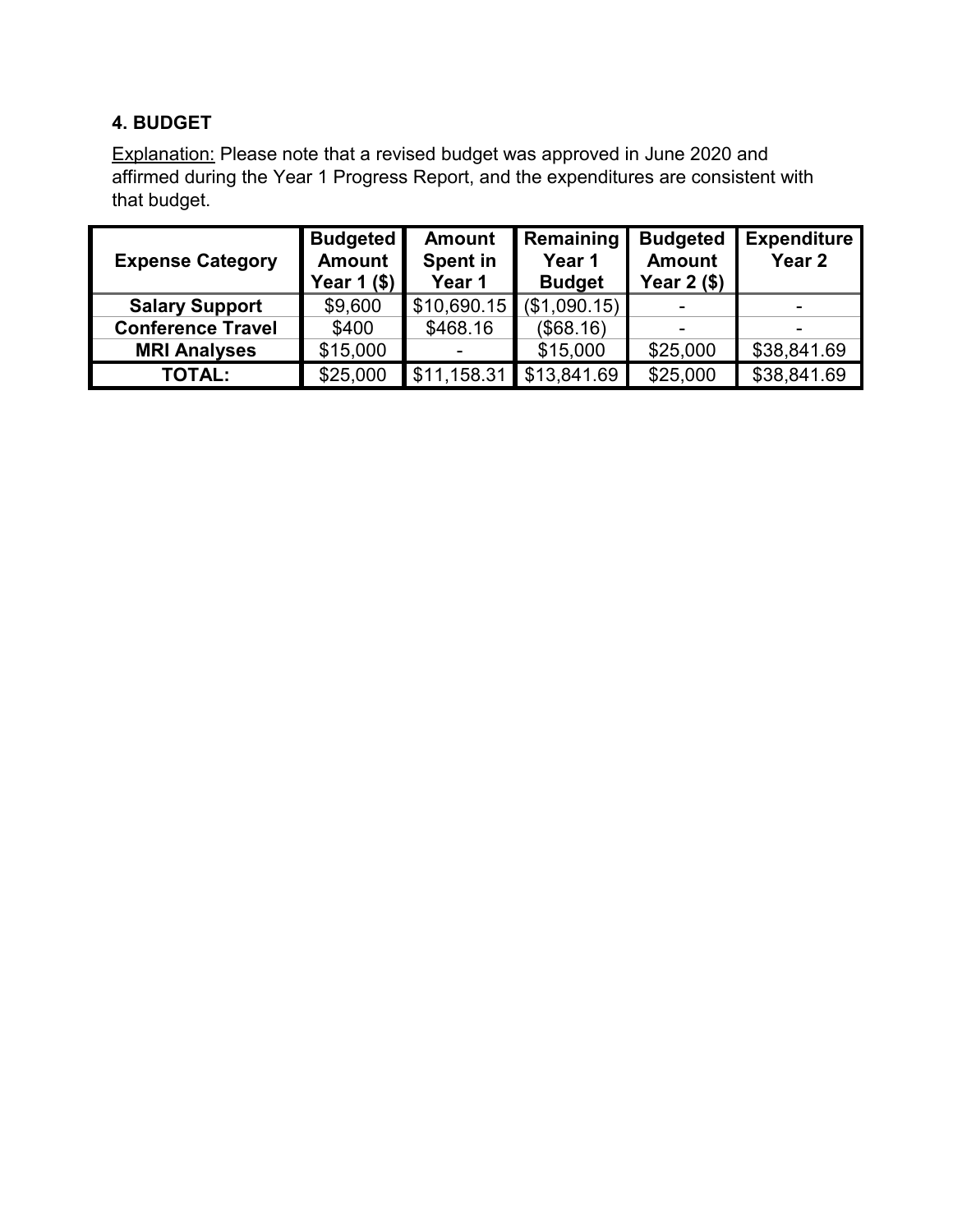## 4. BUDGET

Explanation: Please note that a revised budget was approved in June 2020 and affirmed during the Year 1 Progress Report, and the expenditures are consistent with that budget.

| Expense Category | Budgeted Amount Year 1 ($) | Amount Spent in Year 1 | Remaining Year 1 Budget | Budgeted Amount Year 2 ($) | Expenditure Year 2 |
|---|---|---|---|---|---|
| **Salary Support** | $9,600 | $10,690.15 | ($1,090.15) | - | - |
| **Conference Travel** | $400 | $468.16 | ($68.16) | - | - |
| **MRI Analyses** | $15,000 | - | $15,000 | $25,000 | $38,841.69 |
| **TOTAL:** | $25,000 | $11,158.31 | $13,841.69 | $25,000 | $38,841.69 |